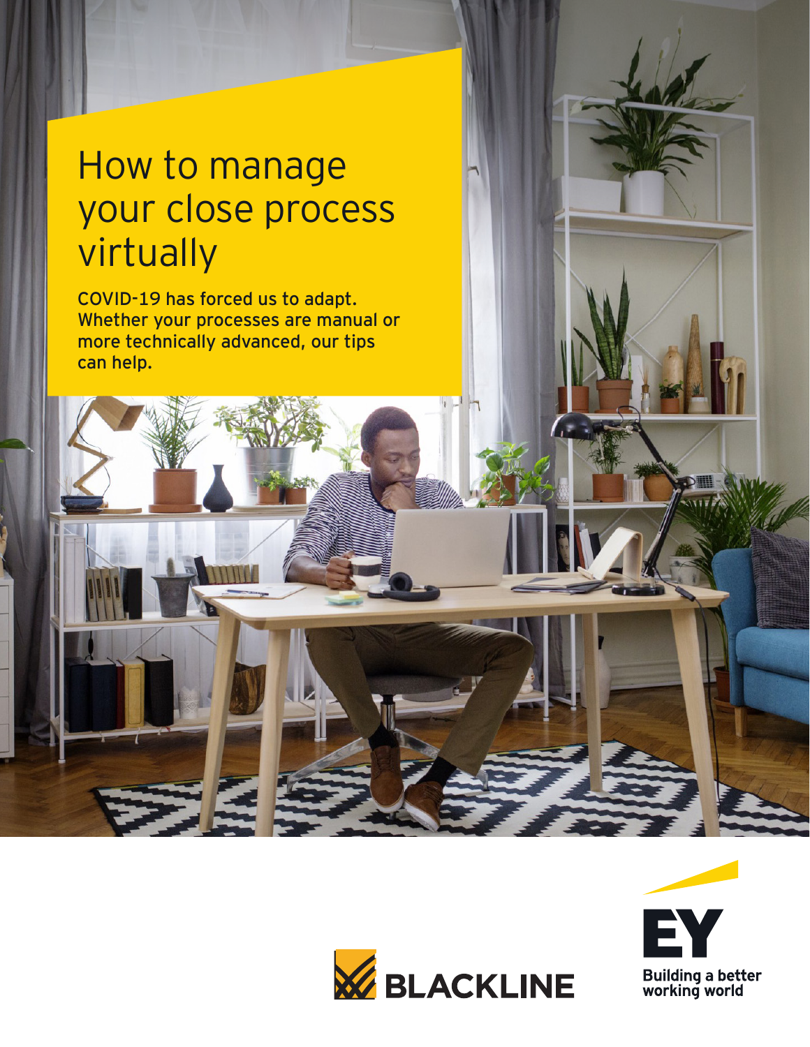# How to manage your close process virtually

COVID-19 has forced us to adapt. Whether your processes are manual or more technically advanced, our tips can help.

BLACKLINE

EY
Building a better working world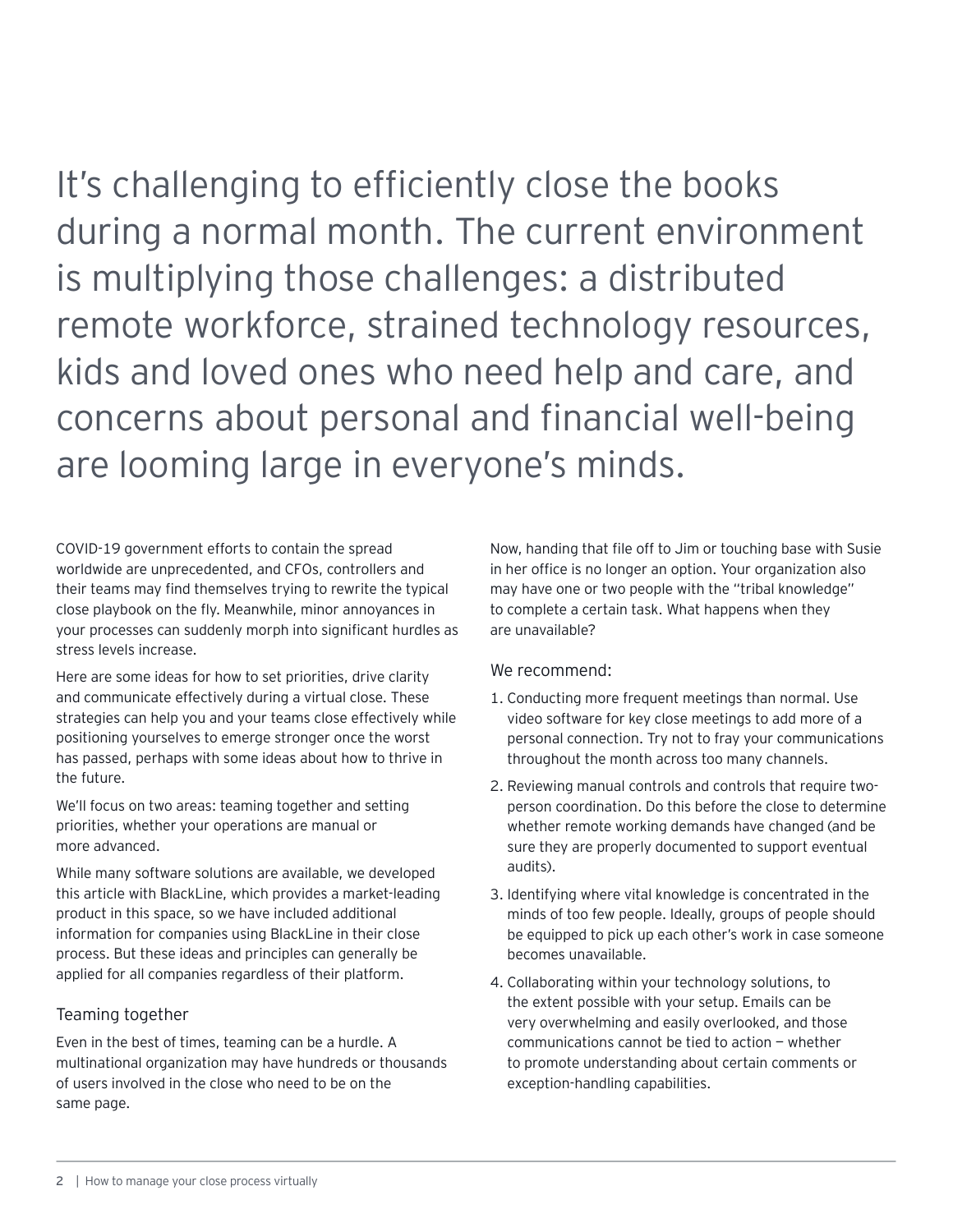It's challenging to efficiently close the books during a normal month. The current environment is multiplying those challenges: a distributed remote workforce, strained technology resources, kids and loved ones who need help and care, and concerns about personal and financial well-being are looming large in everyone's minds.

COVID-19 government efforts to contain the spread worldwide are unprecedented, and CFOs, controllers and their teams may find themselves trying to rewrite the typical close playbook on the fly. Meanwhile, minor annoyances in your processes can suddenly morph into significant hurdles as stress levels increase.

Here are some ideas for how to set priorities, drive clarity and communicate effectively during a virtual close. These strategies can help you and your teams close effectively while positioning yourselves to emerge stronger once the worst has passed, perhaps with some ideas about how to thrive in the future.

We'll focus on two areas: teaming together and setting priorities, whether your operations are manual or more advanced.

While many software solutions are available, we developed this article with BlackLine, which provides a market-leading product in this space, so we have included additional information for companies using BlackLine in their close process. But these ideas and principles can generally be applied for all companies regardless of their platform.

## Teaming together

Even in the best of times, teaming can be a hurdle. A multinational organization may have hundreds or thousands of users involved in the close who need to be on the same page.

Now, handing that file off to Jim or touching base with Susie in her office is no longer an option. Your organization also may have one or two people with the "tribal knowledge" to complete a certain task. What happens when they are unavailable?

### We recommend:

1. Conducting more frequent meetings than normal. Use video software for key close meetings to add more of a personal connection. Try not to fray your communications throughout the month across too many channels.
2. Reviewing manual controls and controls that require two-person coordination. Do this before the close to determine whether remote working demands have changed (and be sure they are properly documented to support eventual audits).
3. Identifying where vital knowledge is concentrated in the minds of too few people. Ideally, groups of people should be equipped to pick up each other's work in case someone becomes unavailable.
4. Collaborating within your technology solutions, to the extent possible with your setup. Emails can be very overwhelming and easily overlooked, and those communications cannot be tied to action — whether to promote understanding about certain comments or exception-handling capabilities.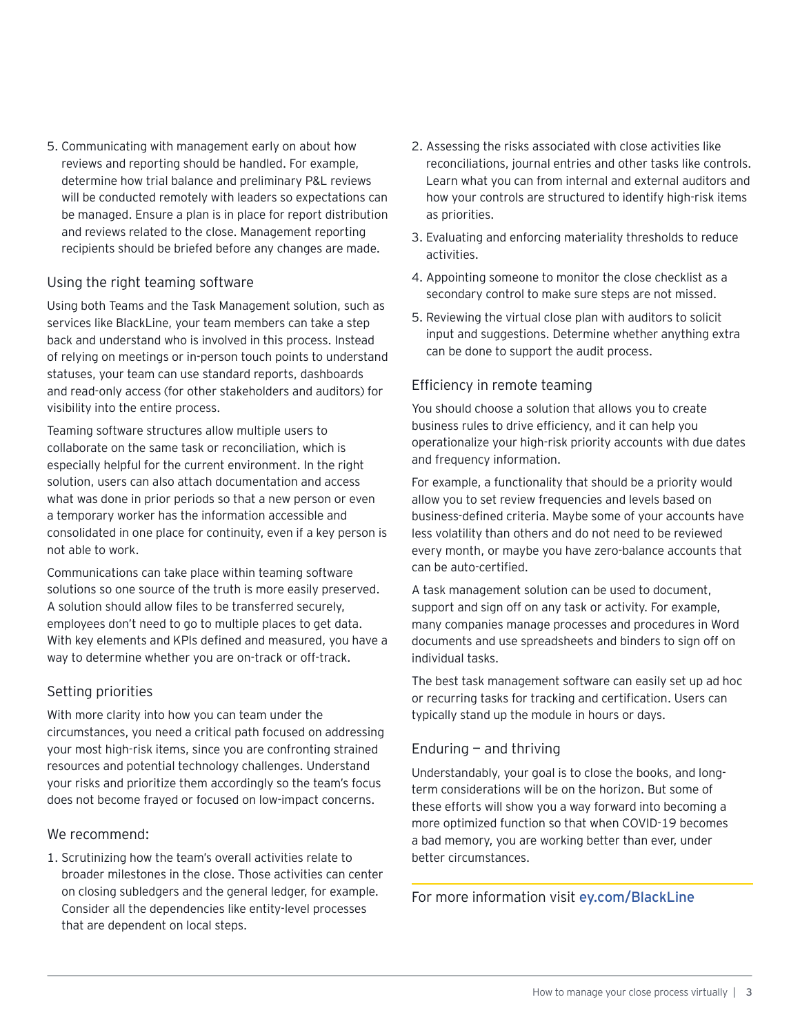5. Communicating with management early on about how reviews and reporting should be handled. For example, determine how trial balance and preliminary P&L reviews will be conducted remotely with leaders so expectations can be managed. Ensure a plan is in place for report distribution and reviews related to the close. Management reporting recipients should be briefed before any changes are made.

## Using the right teaming software

Using both Teams and the Task Management solution, such as services like BlackLine, your team members can take a step back and understand who is involved in this process. Instead of relying on meetings or in-person touch points to understand statuses, your team can use standard reports, dashboards and read-only access (for other stakeholders and auditors) for visibility into the entire process.

Teaming software structures allow multiple users to collaborate on the same task or reconciliation, which is especially helpful for the current environment. In the right solution, users can also attach documentation and access what was done in prior periods so that a new person or even a temporary worker has the information accessible and consolidated in one place for continuity, even if a key person is not able to work.

Communications can take place within teaming software solutions so one source of the truth is more easily preserved. A solution should allow files to be transferred securely, employees don't need to go to multiple places to get data. With key elements and KPIs defined and measured, you have a way to determine whether you are on-track or off-track.

## Setting priorities

With more clarity into how you can team under the circumstances, you need a critical path focused on addressing your most high-risk items, since you are confronting strained resources and potential technology challenges. Understand your risks and prioritize them accordingly so the team's focus does not become frayed or focused on low-impact concerns.

### We recommend:

1. Scrutinizing how the team's overall activities relate to broader milestones in the close. Those activities can center on closing subledgers and the general ledger, for example. Consider all the dependencies like entity-level processes that are dependent on local steps.
2. Assessing the risks associated with close activities like reconciliations, journal entries and other tasks like controls. Learn what you can from internal and external auditors and how your controls are structured to identify high-risk items as priorities.
3. Evaluating and enforcing materiality thresholds to reduce activities.
4. Appointing someone to monitor the close checklist as a secondary control to make sure steps are not missed.
5. Reviewing the virtual close plan with auditors to solicit input and suggestions. Determine whether anything extra can be done to support the audit process.

## Efficiency in remote teaming

You should choose a solution that allows you to create business rules to drive efficiency, and it can help you operationalize your high-risk priority accounts with due dates and frequency information.

For example, a functionality that should be a priority would allow you to set review frequencies and levels based on business-defined criteria. Maybe some of your accounts have less volatility than others and do not need to be reviewed every month, or maybe you have zero-balance accounts that can be auto-certified.

A task management solution can be used to document, support and sign off on any task or activity. For example, many companies manage processes and procedures in Word documents and use spreadsheets and binders to sign off on individual tasks.

The best task management software can easily set up ad hoc or recurring tasks for tracking and certification. Users can typically stand up the module in hours or days.

## Enduring — and thriving

Understandably, your goal is to close the books, and long-term considerations will be on the horizon. But some of these efforts will show you a way forward into becoming a more optimized function so that when COVID-19 becomes a bad memory, you are working better than ever, under better circumstances.

For more information visit ey.com/BlackLine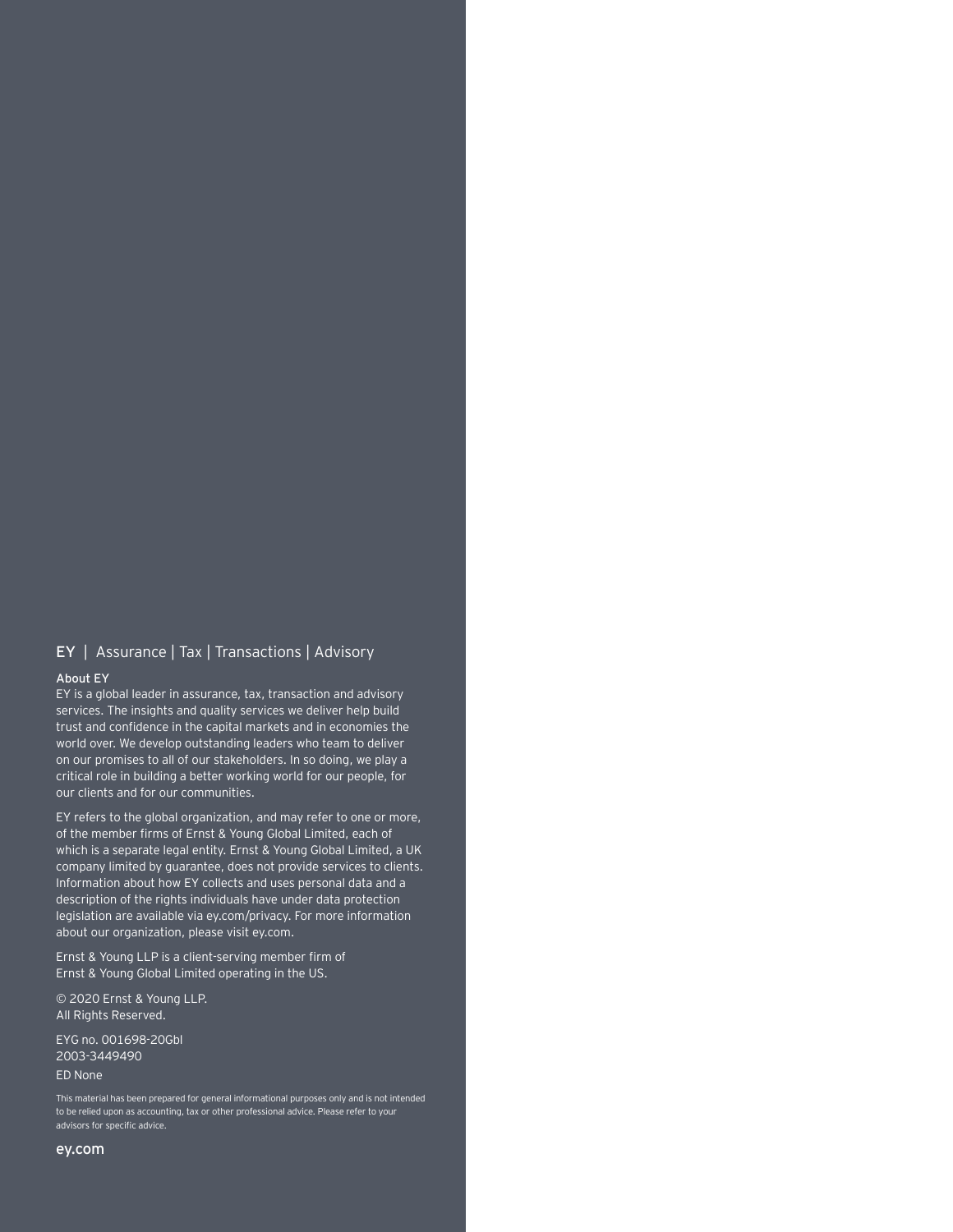**EY** | Assurance | Tax | Transactions | Advisory

**About EY**

EY is a global leader in assurance, tax, transaction and advisory services. The insights and quality services we deliver help build trust and confidence in the capital markets and in economies the world over. We develop outstanding leaders who team to deliver on our promises to all of our stakeholders. In so doing, we play a critical role in building a better working world for our people, for our clients and for our communities.

EY refers to the global organization, and may refer to one or more, of the member firms of Ernst & Young Global Limited, each of which is a separate legal entity. Ernst & Young Global Limited, a UK company limited by guarantee, does not provide services to clients. Information about how EY collects and uses personal data and a description of the rights individuals have under data protection legislation are available via ey.com/privacy. For more information about our organization, please visit ey.com.

Ernst & Young LLP is a client-serving member firm of Ernst & Young Global Limited operating in the US.

© 2020 Ernst & Young LLP.
All Rights Reserved.

EYG no. 001698-20Gbl
2003-3449490
ED None

This material has been prepared for general informational purposes only and is not intended to be relied upon as accounting, tax or other professional advice. Please refer to your advisors for specific advice.

**ey.com**